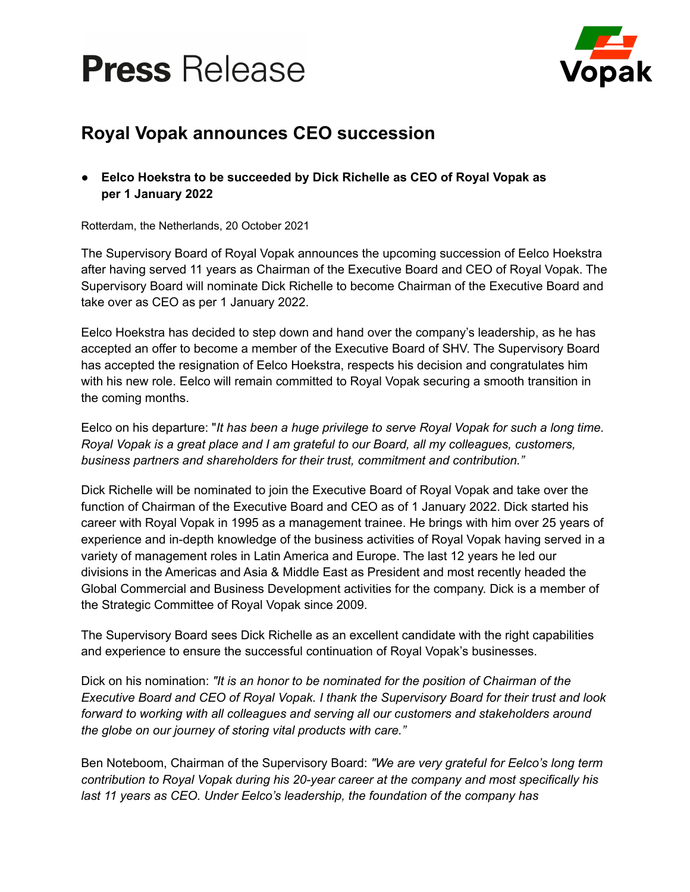# Press Release

## Royal Vopak announces CEO succession

- **Eelco Hoekstra to be succeeded by Dick Richelle as CEO of Royal Vopak as per 1 January 2022**

Rotterdam, the Netherlands, 20 October 2021

The Supervisory Board of Royal Vopak announces the upcoming succession of Eelco Hoekstra after having served 11 years as Chairman of the Executive Board and CEO of Royal Vopak. The Supervisory Board will nominate Dick Richelle to become Chairman of the Executive Board and take over as CEO as per 1 January 2022.

Eelco Hoekstra has decided to step down and hand over the company's leadership, as he has accepted an offer to become a member of the Executive Board of SHV. The Supervisory Board has accepted the resignation of Eelco Hoekstra, respects his decision and congratulates him with his new role. Eelco will remain committed to Royal Vopak securing a smooth transition in the coming months.

Eelco on his departure: "*It has been a huge privilege to serve Royal Vopak for such a long time. Royal Vopak is a great place and I am grateful to our Board, all my colleagues, customers, business partners and shareholders for their trust, commitment and contribution.*"

Dick Richelle will be nominated to join the Executive Board of Royal Vopak and take over the function of Chairman of the Executive Board and CEO as of 1 January 2022. Dick started his career with Royal Vopak in 1995 as a management trainee. He brings with him over 25 years of experience and in-depth knowledge of the business activities of Royal Vopak having served in a variety of management roles in Latin America and Europe. The last 12 years he led our divisions in the Americas and Asia & Middle East as President and most recently headed the Global Commercial and Business Development activities for the company. Dick is a member of the Strategic Committee of Royal Vopak since 2009.

The Supervisory Board sees Dick Richelle as an excellent candidate with the right capabilities and experience to ensure the successful continuation of Royal Vopak's businesses.

Dick on his nomination: *"It is an honor to be nominated for the position of Chairman of the Executive Board and CEO of Royal Vopak. I thank the Supervisory Board for their trust and look forward to working with all colleagues and serving all our customers and stakeholders around the globe on our journey of storing vital products with care."*

Ben Noteboom, Chairman of the Supervisory Board: *"We are very grateful for Eelco's long term contribution to Royal Vopak during his 20-year career at the company and most specifically his last 11 years as CEO. Under Eelco's leadership, the foundation of the company has*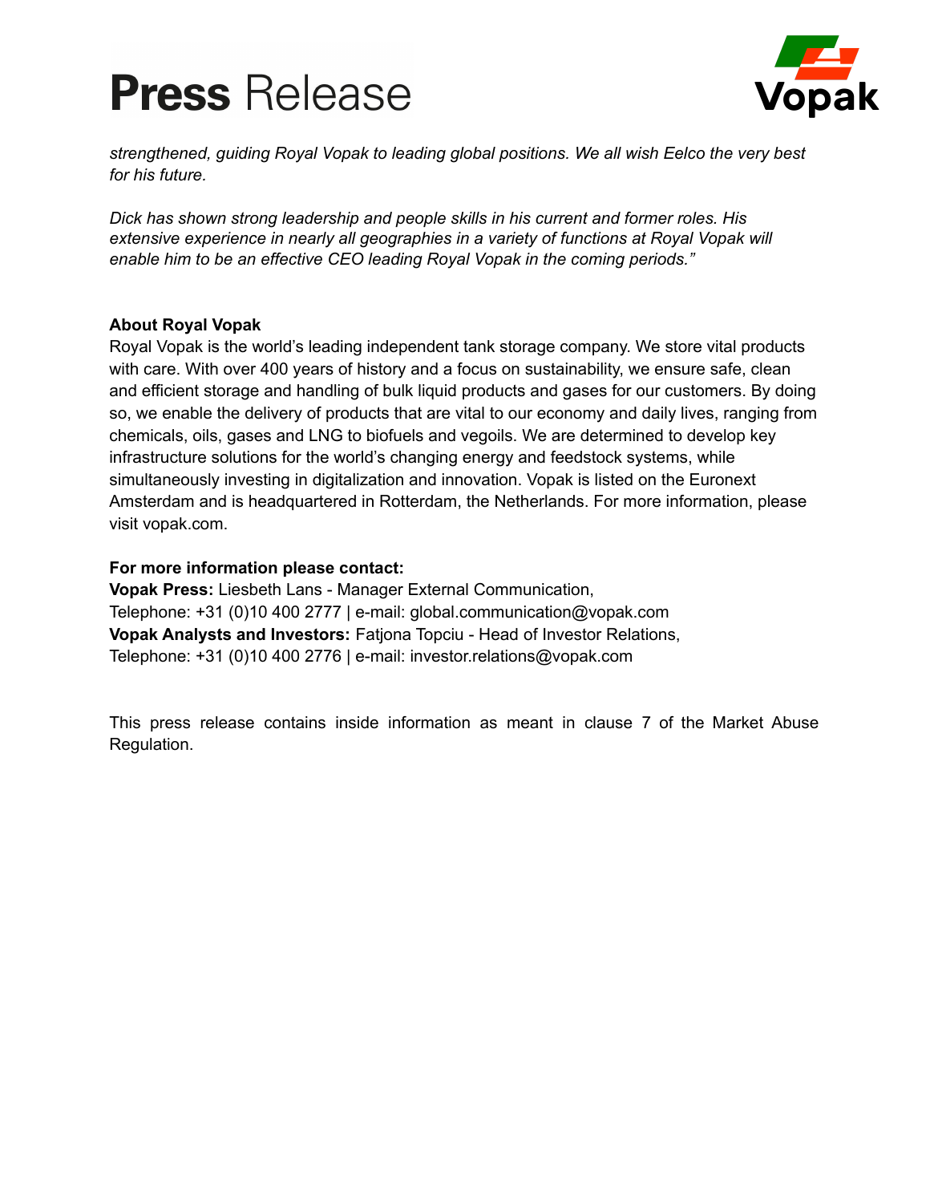*strengthened, guiding Royal Vopak to leading global positions. We all wish Eelco the very best for his future.*

*Dick has shown strong leadership and people skills in his current and former roles. His extensive experience in nearly all geographies in a variety of functions at Royal Vopak will enable him to be an effective CEO leading Royal Vopak in the coming periods."*

**About Royal Vopak**

Royal Vopak is the world's leading independent tank storage company. We store vital products with care. With over 400 years of history and a focus on sustainability, we ensure safe, clean and efficient storage and handling of bulk liquid products and gases for our customers. By doing so, we enable the delivery of products that are vital to our economy and daily lives, ranging from chemicals, oils, gases and LNG to biofuels and vegoils. We are determined to develop key infrastructure solutions for the world's changing energy and feedstock systems, while simultaneously investing in digitalization and innovation. Vopak is listed on the Euronext Amsterdam and is headquartered in Rotterdam, the Netherlands. For more information, please visit vopak.com.

**For more information please contact:**

**Vopak Press:** Liesbeth Lans - Manager External Communication,
Telephone: +31 (0)10 400 2777 | e-mail: global.communication@vopak.com
**Vopak Analysts and Investors:** Fatjona Topciu - Head of Investor Relations,
Telephone: +31 (0)10 400 2776 | e-mail: investor.relations@vopak.com

This press release contains inside information as meant in clause 7 of the Market Abuse Regulation.